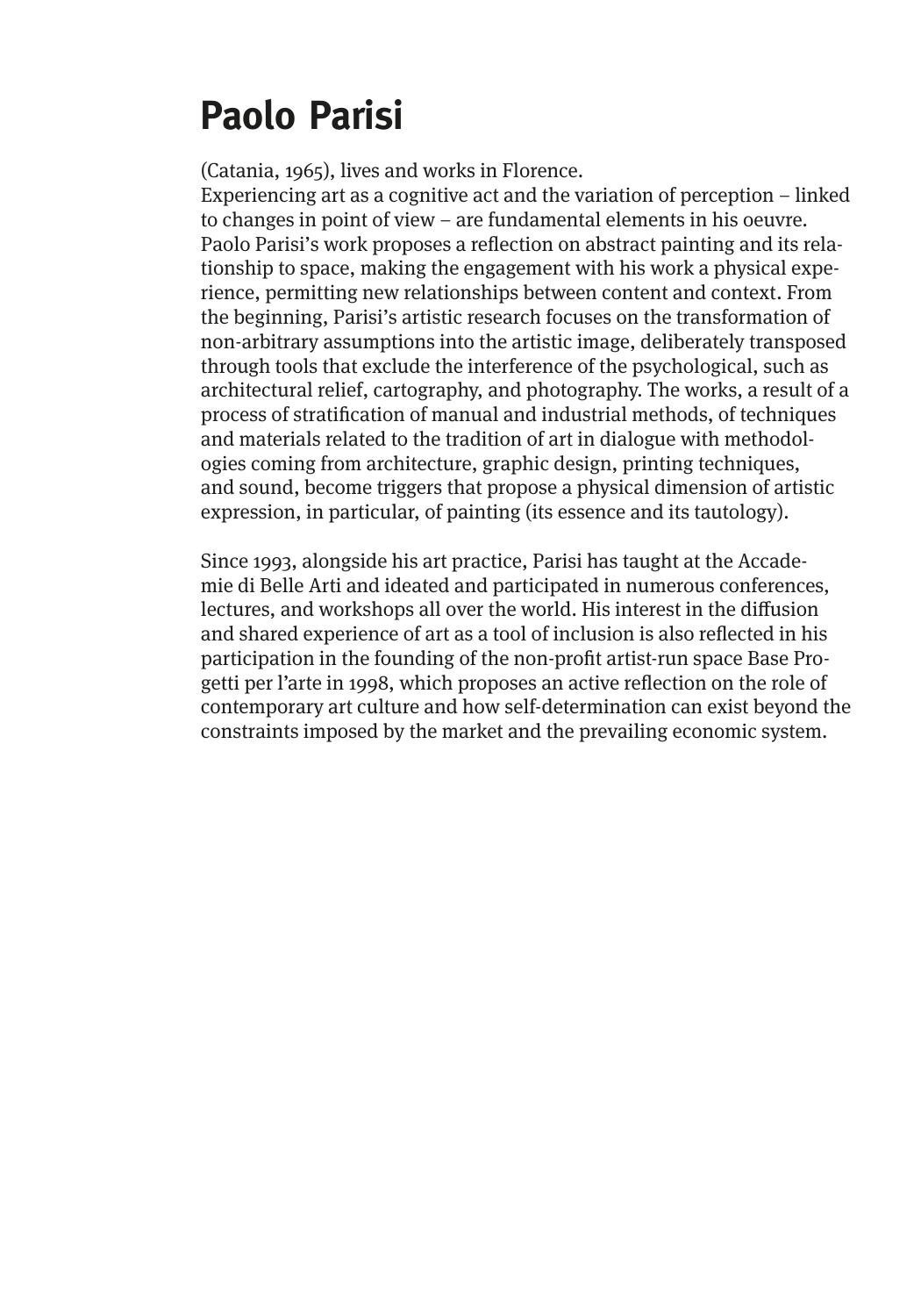# Paolo Parisi

(Catania, 1965), lives and works in Florence.
Experiencing art as a cognitive act and the variation of perception – linked to changes in point of view – are fundamental elements in his oeuvre. Paolo Parisi's work proposes a reflection on abstract painting and its relationship to space, making the engagement with his work a physical experience, permitting new relationships between content and context. From the beginning, Parisi's artistic research focuses on the transformation of non-arbitrary assumptions into the artistic image, deliberately transposed through tools that exclude the interference of the psychological, such as architectural relief, cartography, and photography. The works, a result of a process of stratification of manual and industrial methods, of techniques and materials related to the tradition of art in dialogue with methodologies coming from architecture, graphic design, printing techniques, and sound, become triggers that propose a physical dimension of artistic expression, in particular, of painting (its essence and its tautology).

Since 1993, alongside his art practice, Parisi has taught at the Accademie di Belle Arti and ideated and participated in numerous conferences, lectures, and workshops all over the world. His interest in the diffusion and shared experience of art as a tool of inclusion is also reflected in his participation in the founding of the non-profit artist-run space Base Progetti per l'arte in 1998, which proposes an active reflection on the role of contemporary art culture and how self-determination can exist beyond the constraints imposed by the market and the prevailing economic system.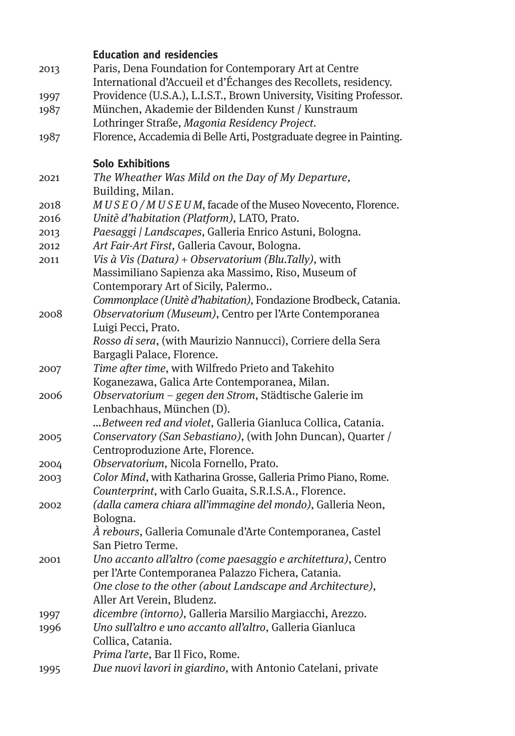**Education and residencies**

2013 Paris, Dena Foundation for Contemporary Art at Centre International d'Accueil et d'Échanges des Recollets, residency.

1997 Providence (U.S.A.), L.I.S.T., Brown University, Visiting Professor.

1987 München, Akademie der Bildenden Kunst / Kunstraum Lothringer Straße, *Magonia Residency Project*.

1987 Florence, Accademia di Belle Arti, Postgraduate degree in Painting.

**Solo Exhibitions**

2021 *The Wheather Was Mild on the Day of My Departure*, Building, Milan.

2018 *M U S E O / M U S E U M*, facade of the Museo Novecento, Florence.

2016 *Unitè d'habitation (Platform)*, LATO, Prato.

2013 *Paesaggi | Landscapes*, Galleria Enrico Astuni, Bologna.

2012 *Art Fair-Art First*, Galleria Cavour, Bologna.

2011 *Vis à Vis (Datura) + Observatorium (Blu.Tally)*, with Massimiliano Sapienza aka Massimo, Riso, Museum of Contemporary Art of Sicily, Palermo..
*Commonplace (Unitè d'habitation)*, Fondazione Brodbeck, Catania.

2008 *Observatorium (Museum)*, Centro per l'Arte Contemporanea Luigi Pecci, Prato.
*Rosso di sera*, (with Maurizio Nannucci), Corriere della Sera Bargagli Palace, Florence.

2007 *Time after time*, with Wilfredo Prieto and Takehito Koganezawa, Galica Arte Contemporanea, Milan.

2006 *Observatorium – gegen den Strom*, Städtische Galerie im Lenbachhaus, München (D).
*...Between red and violet*, Galleria Gianluca Collica, Catania.

2005 *Conservatory (San Sebastiano)*, (with John Duncan), Quarter / Centroproduzione Arte, Florence.

2004 *Observatorium*, Nicola Fornello, Prato.

2003 *Color Mind*, with Katharina Grosse, Galleria Primo Piano, Rome.
*Counterprint*, with Carlo Guaita, S.R.I.S.A., Florence.

2002 *(dalla camera chiara all'immagine del mondo)*, Galleria Neon, Bologna.
*À rebours*, Galleria Comunale d'Arte Contemporanea, Castel San Pietro Terme.

2001 *Uno accanto all'altro (come paesaggio e architettura)*, Centro per l'Arte Contemporanea Palazzo Fichera, Catania.
*One close to the other (about Landscape and Architecture)*, Aller Art Verein, Bludenz.

1997 *dicembre (intorno)*, Galleria Marsilio Margiacchi, Arezzo.

1996 *Uno sull'altro e uno accanto all'altro*, Galleria Gianluca Collica, Catania.
*Prima l'arte*, Bar Il Fico, Rome.

1995 *Due nuovi lavori in giardino*, with Antonio Catelani, private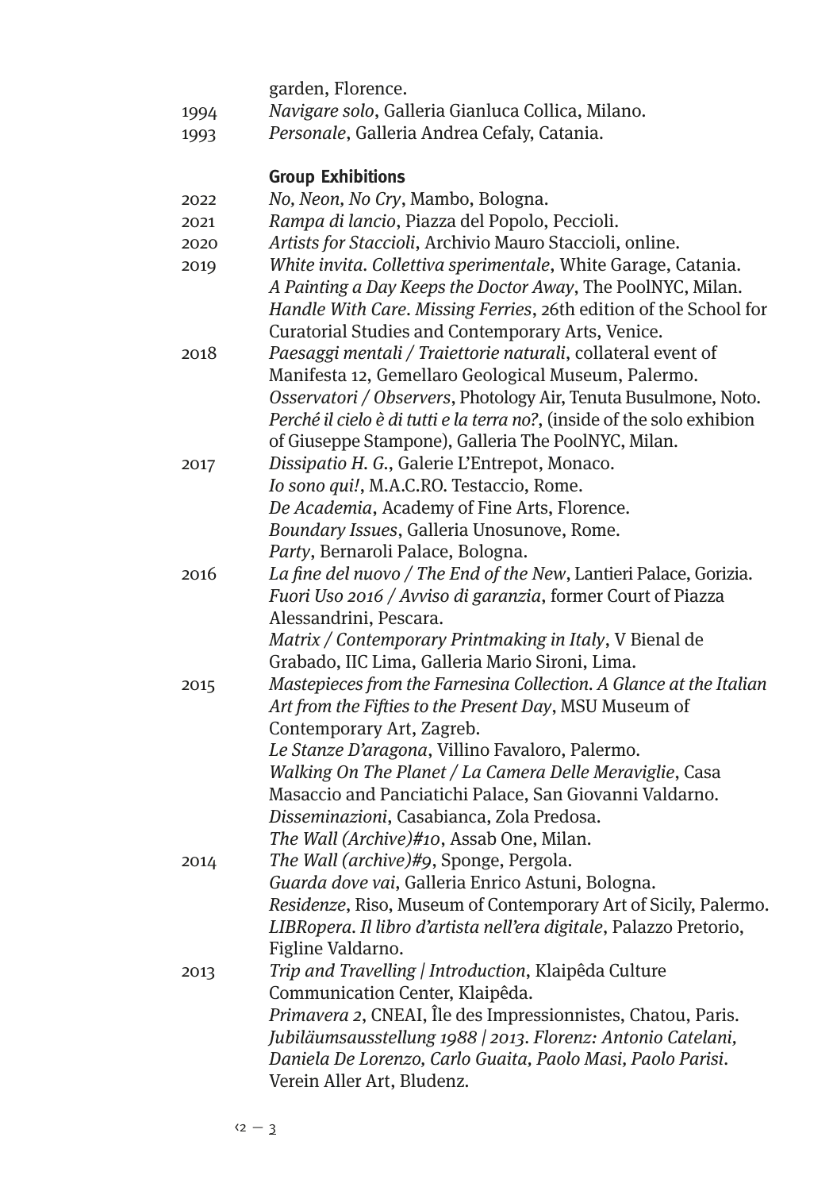garden, Florence.

1994 *Navigare solo*, Galleria Gianluca Collica, Milano.

1993 *Personale*, Galleria Andrea Cefaly, Catania.

**Group Exhibitions**

2022 *No, Neon, No Cry*, Mambo, Bologna.

2021 *Rampa di lancio*, Piazza del Popolo, Peccioli.

2020 *Artists for Staccioli*, Archivio Mauro Staccioli, online.

2019 *White invita. Collettiva sperimentale*, White Garage, Catania.
*A Painting a Day Keeps the Doctor Away*, The PoolNYC, Milan.
*Handle With Care. Missing Ferries*, 26th edition of the School for Curatorial Studies and Contemporary Arts, Venice.

2018 *Paesaggi mentali / Traiettorie naturali*, collateral event of Manifesta 12, Gemellaro Geological Museum, Palermo.
*Osservatori / Observers*, Photology Air, Tenuta Busulmone, Noto.
*Perché il cielo è di tutti e la terra no?*, (inside of the solo exhibion of Giuseppe Stampone), Galleria The PoolNYC, Milan.

2017 *Dissipatio H. G.*, Galerie L'Entrepot, Monaco.
*Io sono qui!*, M.A.C.RO. Testaccio, Rome.
*De Academia*, Academy of Fine Arts, Florence.
*Boundary Issues*, Galleria Unosunove, Rome.
*Party*, Bernaroli Palace, Bologna.

2016 *La fine del nuovo / The End of the New*, Lantieri Palace, Gorizia.
*Fuori Uso 2016 / Avviso di garanzia*, former Court of Piazza Alessandrini, Pescara.
*Matrix / Contemporary Printmaking in Italy*, V Bienal de Grabado, IIC Lima, Galleria Mario Sironi, Lima.

2015 *Mastepieces from the Farnesina Collection. A Glance at the Italian Art from the Fifties to the Present Day*, MSU Museum of Contemporary Art, Zagreb.
*Le Stanze D'aragona*, Villino Favaloro, Palermo.
*Walking On The Planet / La Camera Delle Meraviglie*, Casa Masaccio and Panciatichi Palace, San Giovanni Valdarno.
*Disseminazioni*, Casabianca, Zola Predosa.
*The Wall (Archive)#10*, Assab One, Milan.

2014 *The Wall (archive)#9*, Sponge, Pergola.
*Guarda dove vai*, Galleria Enrico Astuni, Bologna.
*Residenze*, Riso, Museum of Contemporary Art of Sicily, Palermo.
*LIBRopera. Il libro d'artista nell'era digitale*, Palazzo Pretorio, Figline Valdarno.

2013 *Trip and Travelling | Introduction*, Klaipêda Culture Communication Center, Klaipêda.
*Primavera 2*, CNEAI, Île des Impressionnistes, Chatou, Paris.
*Jubiläumsausstellung 1988 | 2013. Florenz: Antonio Catelani, Daniela De Lorenzo, Carlo Guaita, Paolo Masi, Paolo Parisi*. Verein Aller Art, Bludenz.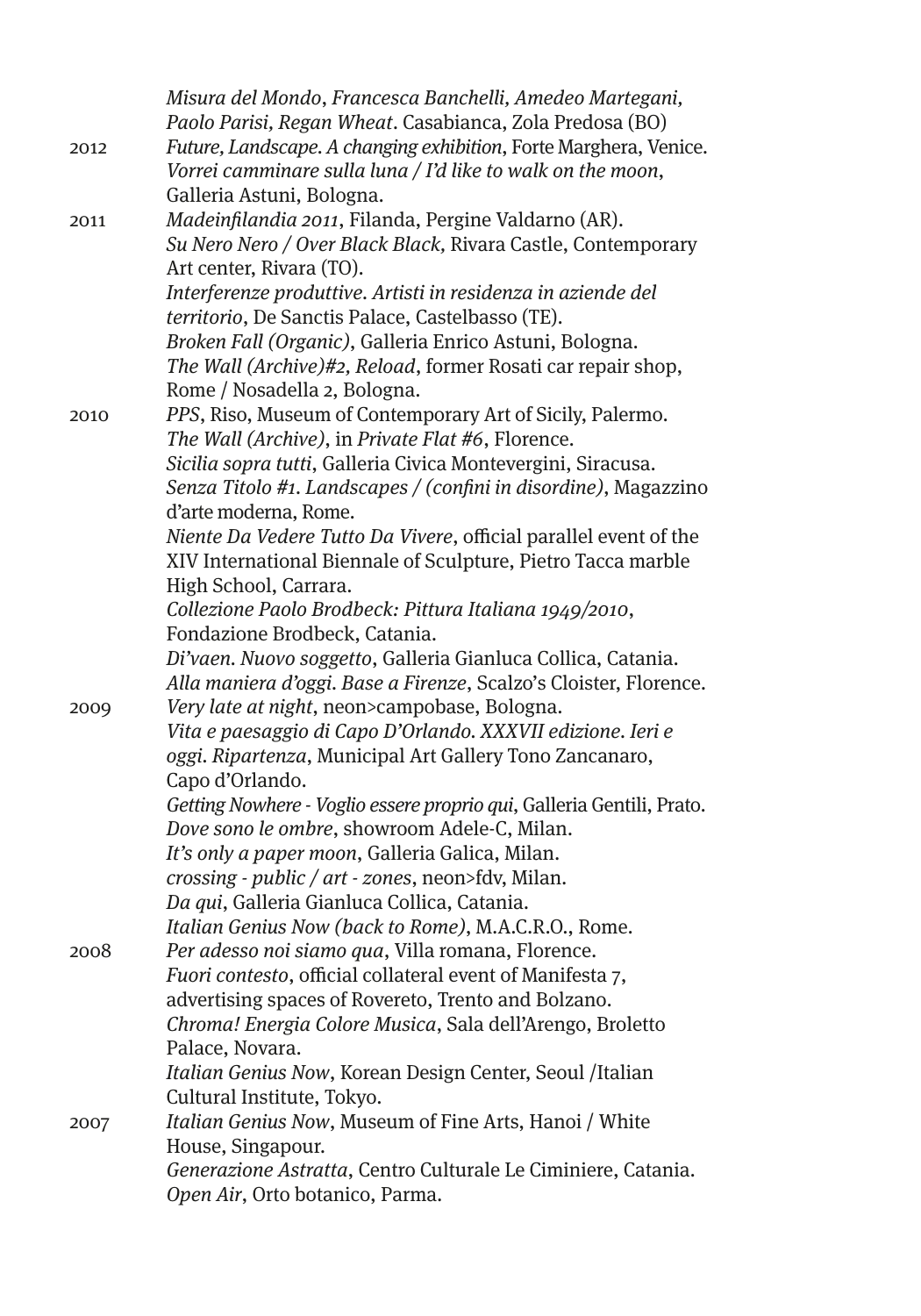*Misura del Mondo*, *Francesca Banchelli, Amedeo Martegani, Paolo Parisi, Regan Wheat*. Casabianca, Zola Predosa (BO)

2012 *Future, Landscape. A changing exhibition*, Forte Marghera, Venice.
*Vorrei camminare sulla luna / I'd like to walk on the moon*, Galleria Astuni, Bologna.

2011 *Madeinfilandia 2011*, Filanda, Pergine Valdarno (AR).
*Su Nero Nero / Over Black Black,* Rivara Castle, Contemporary Art center, Rivara (TO).
*Interferenze produttive. Artisti in residenza in aziende del territorio*, De Sanctis Palace, Castelbasso (TE).
*Broken Fall (Organic)*, Galleria Enrico Astuni, Bologna.
*The Wall (Archive)#2, Reload*, former Rosati car repair shop, Rome / Nosadella 2, Bologna.

2010 *PPS*, Riso, Museum of Contemporary Art of Sicily, Palermo.
*The Wall (Archive)*, in *Private Flat #6*, Florence.
*Sicilia sopra tutti*, Galleria Civica Montevergini, Siracusa.
*Senza Titolo #1. Landscapes / (confini in disordine)*, Magazzino d'arte moderna, Rome.
*Niente Da Vedere Tutto Da Vivere*, official parallel event of the XIV International Biennale of Sculpture, Pietro Tacca marble High School, Carrara.
*Collezione Paolo Brodbeck: Pittura Italiana 1949/2010*, Fondazione Brodbeck, Catania.
*Di'vaen. Nuovo soggetto*, Galleria Gianluca Collica, Catania.
*Alla maniera d'oggi. Base a Firenze*, Scalzo's Cloister, Florence.

2009 *Very late at night*, neon>campobase, Bologna.
*Vita e paesaggio di Capo D'Orlando. XXXVII edizione. Ieri e oggi. Ripartenza*, Municipal Art Gallery Tono Zancanaro, Capo d'Orlando.
*Getting Nowhere - Voglio essere proprio qui*, Galleria Gentili, Prato.
*Dove sono le ombre*, showroom Adele-C, Milan.
*It's only a paper moon*, Galleria Galica, Milan.
*crossing - public / art - zones*, neon>fdv, Milan.
*Da qui*, Galleria Gianluca Collica, Catania.
*Italian Genius Now (back to Rome)*, M.A.C.R.O., Rome.

2008 *Per adesso noi siamo qua*, Villa romana, Florence.
*Fuori contesto*, official collateral event of Manifesta 7, advertising spaces of Rovereto, Trento and Bolzano.
*Chroma! Energia Colore Musica*, Sala dell'Arengo, Broletto Palace, Novara.
*Italian Genius Now*, Korean Design Center, Seoul /Italian Cultural Institute, Tokyo.

2007 *Italian Genius Now*, Museum of Fine Arts, Hanoi / White House, Singapour.
*Generazione Astratta*, Centro Culturale Le Ciminiere, Catania.
*Open Air*, Orto botanico, Parma.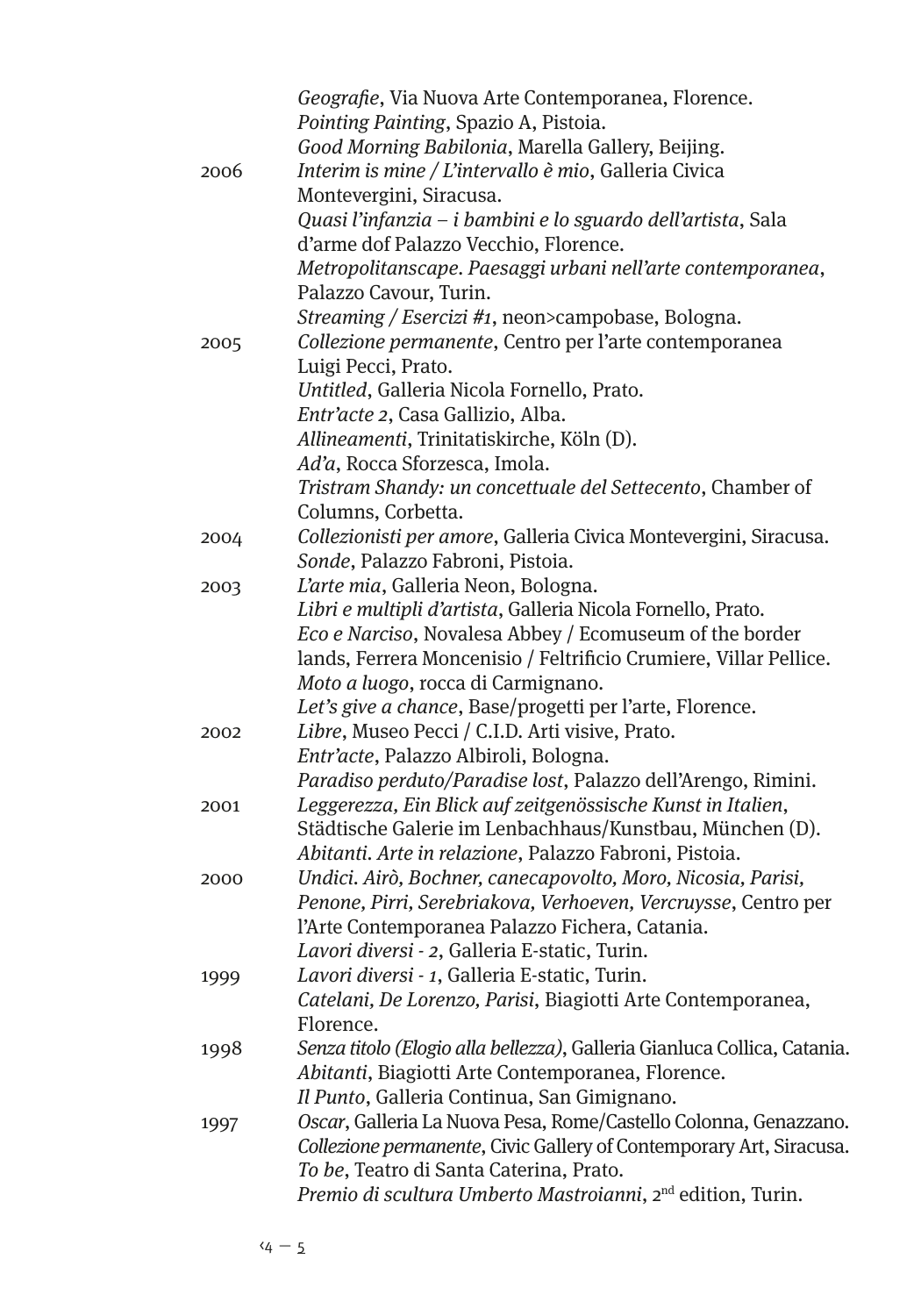*Geografie*, Via Nuova Arte Contemporanea, Florence.
*Pointing Painting*, Spazio A, Pistoia.
*Good Morning Babilonia*, Marella Gallery, Beijing.

2006 *Interim is mine / L'intervallo è mio*, Galleria Civica Montevergini, Siracusa.
*Quasi l'infanzia – i bambini e lo sguardo dell'artista*, Sala d'arme dof Palazzo Vecchio, Florence.
*Metropolitanscape. Paesaggi urbani nell'arte contemporanea*, Palazzo Cavour, Turin.
*Streaming / Esercizi #1*, neon>campobase, Bologna.

2005 *Collezione permanente*, Centro per l'arte contemporanea Luigi Pecci, Prato.
*Untitled*, Galleria Nicola Fornello, Prato.
*Entr'acte 2*, Casa Gallizio, Alba.
*Allineamenti*, Trinitatiskirche, Köln (D).
*Ad'a*, Rocca Sforzesca, Imola.
*Tristram Shandy: un concettuale del Settecento*, Chamber of Columns, Corbetta.

2004 *Collezionisti per amore*, Galleria Civica Montevergini, Siracusa.
*Sonde*, Palazzo Fabroni, Pistoia.

2003 *L'arte mia*, Galleria Neon, Bologna.
*Libri e multipli d'artista*, Galleria Nicola Fornello, Prato.
*Eco e Narciso*, Novalesa Abbey / Ecomuseum of the border lands, Ferrera Moncenisio / Feltrificio Crumiere, Villar Pellice.
*Moto a luogo*, rocca di Carmignano.
*Let's give a chance*, Base/progetti per l'arte, Florence.

2002 *Libre*, Museo Pecci / C.I.D. Arti visive, Prato.
*Entr'acte*, Palazzo Albiroli, Bologna.
*Paradiso perduto/Paradise lost*, Palazzo dell'Arengo, Rimini.

2001 *Leggerezza, Ein Blick auf zeitgenössische Kunst in Italien*, Städtische Galerie im Lenbachhaus/Kunstbau, München (D).
*Abitanti. Arte in relazione*, Palazzo Fabroni, Pistoia.

2000 *Undici. Airò, Bochner, canecapovolto, Moro, Nicosia, Parisi, Penone, Pirri, Serebriakova, Verhoeven, Vercruysse*, Centro per l'Arte Contemporanea Palazzo Fichera, Catania.
*Lavori diversi - 2*, Galleria E-static, Turin.

1999 *Lavori diversi - 1*, Galleria E-static, Turin.
*Catelani, De Lorenzo, Parisi*, Biagiotti Arte Contemporanea, Florence.

1998 *Senza titolo (Elogio alla bellezza)*, Galleria Gianluca Collica, Catania.
*Abitanti*, Biagiotti Arte Contemporanea, Florence.
*Il Punto*, Galleria Continua, San Gimignano.

1997 *Oscar*, Galleria La Nuova Pesa, Rome/Castello Colonna, Genazzano.
*Collezione permanente*, Civic Gallery of Contemporary Art, Siracusa.
*To be*, Teatro di Santa Caterina, Prato.
*Premio di scultura Umberto Mastroianni*, 2nd edition, Turin.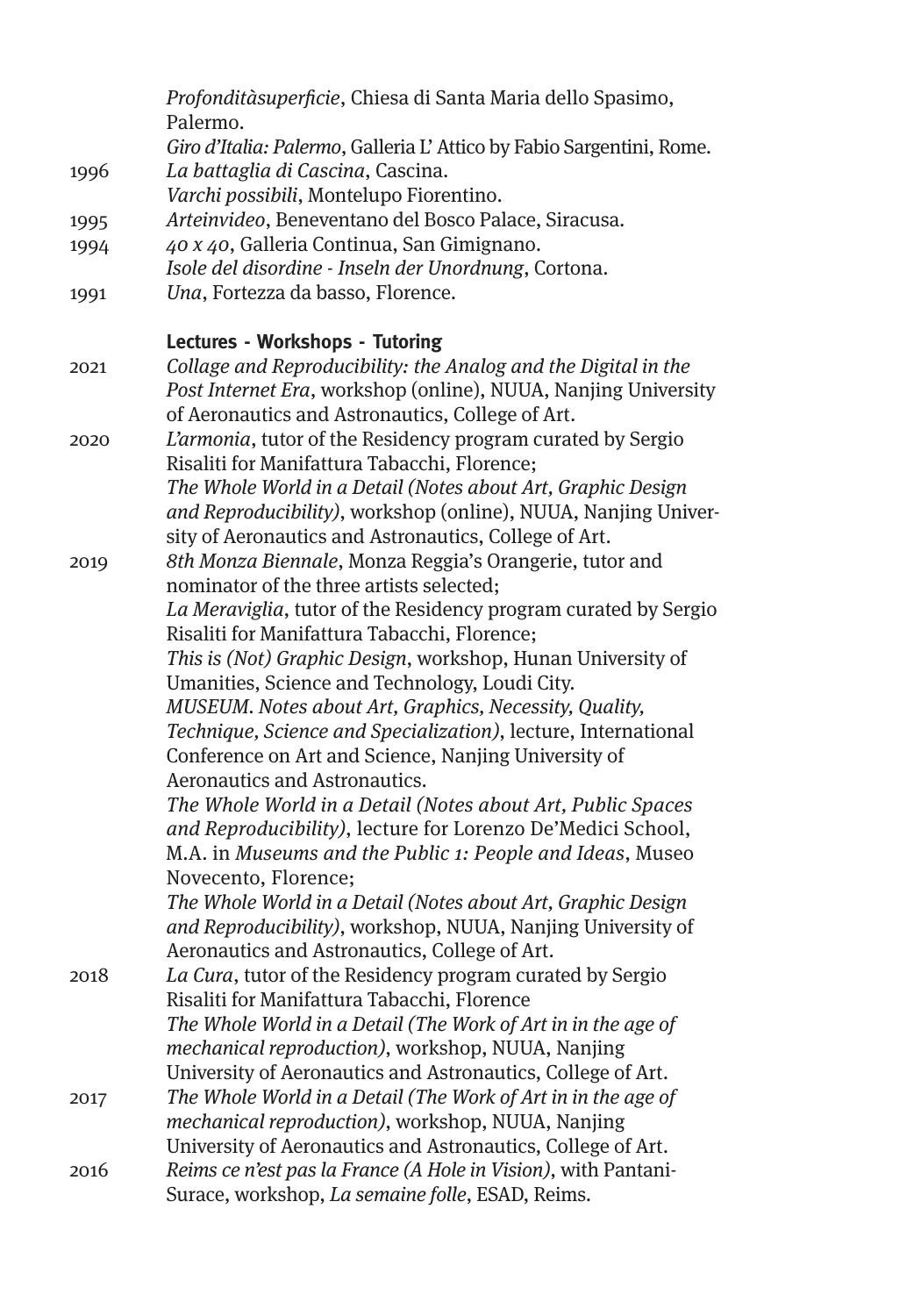*Profonditàsuperficie*, Chiesa di Santa Maria dello Spasimo, Palermo.
*Giro d'Italia: Palermo*, Galleria L' Attico by Fabio Sargentini, Rome.

1996 *La battaglia di Cascina*, Cascina.
*Varchi possibili*, Montelupo Fiorentino.

1995 *Arteinvideo*, Beneventano del Bosco Palace, Siracusa.

1994 *40 x 40*, Galleria Continua, San Gimignano.
*Isole del disordine - Inseln der Unordnung*, Cortona.

1991 *Una*, Fortezza da basso, Florence.

**Lectures - Workshops - Tutoring**

2021 *Collage and Reproducibility: the Analog and the Digital in the Post Internet Era*, workshop (online), NUUA, Nanjing University of Aeronautics and Astronautics, College of Art.

2020 *L'armonia*, tutor of the Residency program curated by Sergio Risaliti for Manifattura Tabacchi, Florence;
*The Whole World in a Detail (Notes about Art, Graphic Design and Reproducibility)*, workshop (online), NUUA, Nanjing University of Aeronautics and Astronautics, College of Art.

2019 *8th Monza Biennale*, Monza Reggia's Orangerie, tutor and nominator of the three artists selected;
*La Meraviglia*, tutor of the Residency program curated by Sergio Risaliti for Manifattura Tabacchi, Florence;
*This is (Not) Graphic Design*, workshop, Hunan University of Umanities, Science and Technology, Loudi City.
*MUSEUM. Notes about Art, Graphics, Necessity, Quality, Technique, Science and Specialization)*, lecture, International Conference on Art and Science, Nanjing University of Aeronautics and Astronautics.
*The Whole World in a Detail (Notes about Art, Public Spaces and Reproducibility)*, lecture for Lorenzo De'Medici School, M.A. in *Museums and the Public 1: People and Ideas*, Museo Novecento, Florence;
*The Whole World in a Detail (Notes about Art, Graphic Design and Reproducibility)*, workshop, NUUA, Nanjing University of Aeronautics and Astronautics, College of Art.

2018 *La Cura*, tutor of the Residency program curated by Sergio Risaliti for Manifattura Tabacchi, Florence
*The Whole World in a Detail (The Work of Art in in the age of mechanical reproduction)*, workshop, NUUA, Nanjing University of Aeronautics and Astronautics, College of Art.

2017 *The Whole World in a Detail (The Work of Art in in the age of mechanical reproduction)*, workshop, NUUA, Nanjing University of Aeronautics and Astronautics, College of Art.

2016 *Reims ce n'est pas la France (A Hole in Vision)*, with Pantani-Surace, workshop, *La semaine folle*, ESAD, Reims.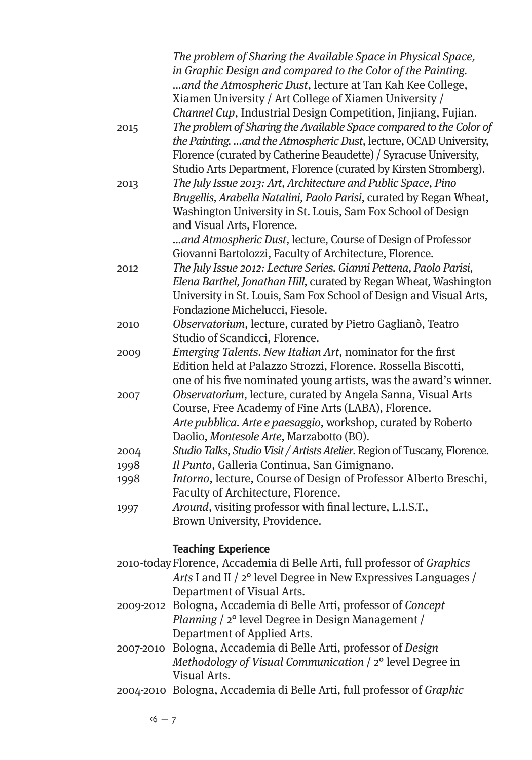*The problem of Sharing the Available Space in Physical Space, in Graphic Design and compared to the Color of the Painting. ...and the Atmospheric Dust*, lecture at Tan Kah Kee College, Xiamen University / Art College of Xiamen University / *Channel Cup*, Industrial Design Competition, Jinjiang, Fujian.

2015 *The problem of Sharing the Available Space compared to the Color of the Painting. ...and the Atmospheric Dust*, lecture, OCAD University, Florence (curated by Catherine Beaudette) / Syracuse University, Studio Arts Department, Florence (curated by Kirsten Stromberg).

2013 *The July Issue 2013: Art, Architecture and Public Space*, *Pino Brugellis, Arabella Natalini, Paolo Parisi*, curated by Regan Wheat, Washington University in St. Louis, Sam Fox School of Design and Visual Arts, Florence.
*...and Atmospheric Dust*, lecture, Course of Design of Professor Giovanni Bartolozzi, Faculty of Architecture, Florence.

2012 *The July Issue 2012: Lecture Series. Gianni Pettena, Paolo Parisi, Elena Barthel, Jonathan Hill,* curated by Regan Wheat, Washington University in St. Louis, Sam Fox School of Design and Visual Arts, Fondazione Michelucci, Fiesole.

2010 *Observatorium*, lecture, curated by Pietro Gaglianò, Teatro Studio of Scandicci, Florence.

2009 *Emerging Talents. New Italian Art*, nominator for the first Edition held at Palazzo Strozzi, Florence. Rossella Biscotti, one of his five nominated young artists, was the award's winner.

2007 *Observatorium*, lecture, curated by Angela Sanna, Visual Arts Course, Free Academy of Fine Arts (LABA), Florence.
*Arte pubblica. Arte e paesaggio*, workshop, curated by Roberto Daolio, *Montesole Arte*, Marzabotto (BO).

2004 *Studio Talks, Studio Visit / Artists Atelier*. Region of Tuscany, Florence.

1998 *Il Punto*, Galleria Continua, San Gimignano.

1998 *Intorno*, lecture, Course of Design of Professor Alberto Breschi, Faculty of Architecture, Florence.

1997 *Around*, visiting professor with final lecture, L.I.S.T., Brown University, Providence.

## Teaching Experience

2010-today Florence, Accademia di Belle Arti, full professor of *Graphics Arts* I and II / 2° level Degree in New Expressives Languages / Department of Visual Arts.

2009-2012 Bologna, Accademia di Belle Arti, professor of *Concept Planning* / 2° level Degree in Design Management / Department of Applied Arts.

2007-2010 Bologna, Accademia di Belle Arti, professor of *Design Methodology of Visual Communication* / 2° level Degree in Visual Arts.

2004-2010 Bologna, Accademia di Belle Arti, full professor of *Graphic*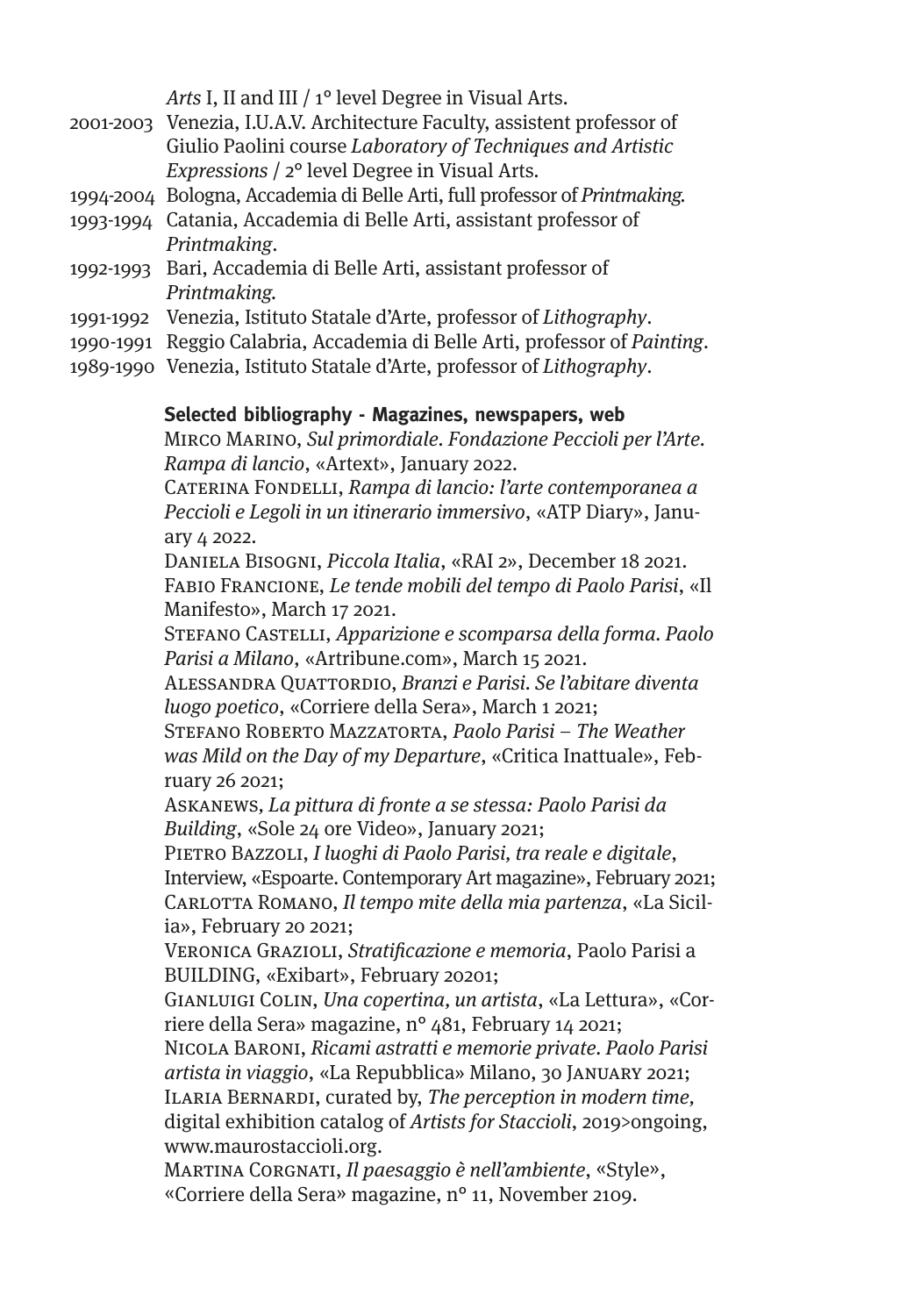*Arts* I, II and III / 1° level Degree in Visual Arts.

2001-2003 Venezia, I.U.A.V. Architecture Faculty, assistent professor of Giulio Paolini course *Laboratory of Techniques and Artistic Expressions* / 2° level Degree in Visual Arts.

1994-2004 Bologna, Accademia di Belle Arti, full professor of *Printmaking*.

1993-1994 Catania, Accademia di Belle Arti, assistant professor of *Printmaking*.

1992-1993 Bari, Accademia di Belle Arti, assistant professor of *Printmaking*.

1991-1992 Venezia, Istituto Statale d'Arte, professor of *Lithography*.

1990-1991 Reggio Calabria, Accademia di Belle Arti, professor of *Painting*.

1989-1990 Venezia, Istituto Statale d'Arte, professor of *Lithography*.

**Selected bibliography - Magazines, newspapers, web**

Mirco Marino, *Sul primordiale. Fondazione Peccioli per l'Arte. Rampa di lancio*, «Artext», January 2022.

Caterina Fondelli, *Rampa di lancio: l'arte contemporanea a Peccioli e Legoli in un itinerario immersivo*, «ATP Diary», January 4 2022.

Daniela Bisogni, *Piccola Italia*, «RAI 2», December 18 2021.

Fabio Francione, *Le tende mobili del tempo di Paolo Parisi*, «Il Manifesto», March 17 2021.

Stefano Castelli, *Apparizione e scomparsa della forma. Paolo Parisi a Milano*, «Artribune.com», March 15 2021.

Alessandra Quattordio, *Branzi e Parisi. Se l'abitare diventa luogo poetico*, «Corriere della Sera», March 1 2021;

Stefano Roberto Mazzatorta, *Paolo Parisi – The Weather was Mild on the Day of my Departure*, «Critica Inattuale», February 26 2021;

Askanews, *La pittura di fronte a se stessa: Paolo Parisi da Building*, «Sole 24 ore Video», January 2021;

Pietro Bazzoli, *I luoghi di Paolo Parisi, tra reale e digitale*, Interview, «Espoarte. Contemporary Art magazine», February 2021;

Carlotta Romano, *Il tempo mite della mia partenza*, «La Sicilia», February 20 2021;

Veronica Grazioli, *Stratificazione e memoria*, Paolo Parisi a BUILDING, «Exibart», February 20201;

Gianluigi Colin, *Una copertina, un artista*, «La Lettura», «Corriere della Sera» magazine, n° 481, February 14 2021;

Nicola Baroni, *Ricami astratti e memorie private. Paolo Parisi artista in viaggio*, «La Repubblica» Milano, 30 January 2021;

Ilaria Bernardi, curated by, *The perception in modern time*, digital exhibition catalog of *Artists for Staccioli*, 2019>ongoing, www.maurostaccioli.org.

Martina Corgnati, *Il paesaggio è nell'ambiente*, «Style», «Corriere della Sera» magazine, n° 11, November 2109.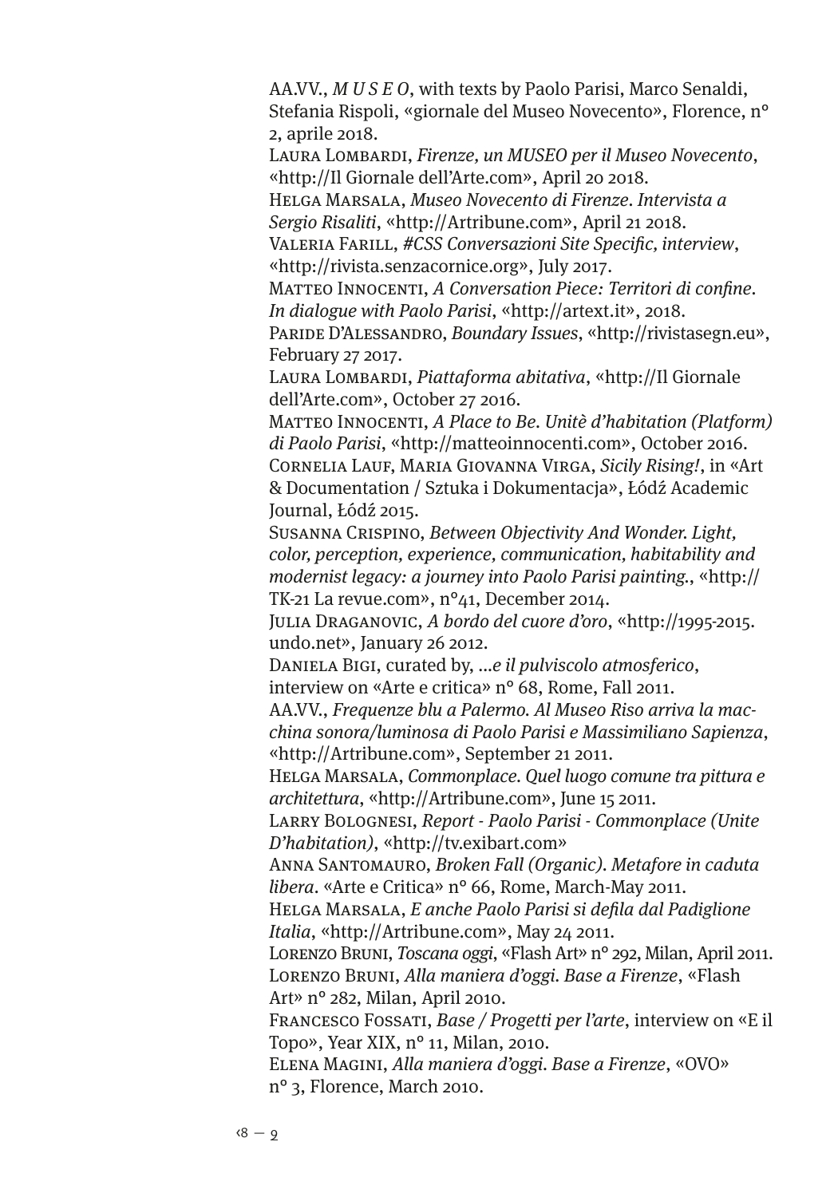AA.VV., *M U S E O*, with texts by Paolo Parisi, Marco Senaldi, Stefania Rispoli, «giornale del Museo Novecento», Florence, n° 2, aprile 2018.

Laura Lombardi, *Firenze, un MUSEO per il Museo Novecento*, «http://Il Giornale dell'Arte.com», April 20 2018.

Helga Marsala, *Museo Novecento di Firenze. Intervista a Sergio Risaliti*, «http://Artribune.com», April 21 2018.

Valeria Farill, *#CSS Conversazioni Site Specific, interview*, «http://rivista.senzacornice.org», July 2017.

Matteo Innocenti, *A Conversation Piece: Territori di confine. In dialogue with Paolo Parisi*, «http://artext.it», 2018.

Paride D'Alessandro, *Boundary Issues*, «http://rivistasegn.eu», February 27 2017.

Laura Lombardi, *Piattaforma abitativa*, «http://Il Giornale dell'Arte.com», October 27 2016.

Matteo Innocenti, *A Place to Be. Unitè d'habitation (Platform) di Paolo Parisi*, «http://matteoinnocenti.com», October 2016.

Cornelia Lauf, Maria Giovanna Virga, *Sicily Rising!*, in «Art & Documentation / Sztuka i Dokumentacja», Łódź Academic Journal, Łódź 2015.

Susanna Crispino, *Between Objectivity And Wonder. Light, color, perception, experience, communication, habitability and modernist legacy: a journey into Paolo Parisi painting.*, «http://TK-21 La revue.com», n°41, December 2014.

Julia Draganovic, *A bordo del cuore d'oro*, «http://1995-2015.undo.net», January 26 2012.

Daniela Bigi, curated by, *...e il pulviscolo atmosferico*, interview on «Arte e critica» n° 68, Rome, Fall 2011.

AA.VV., *Frequenze blu a Palermo. Al Museo Riso arriva la macchina sonora/luminosa di Paolo Parisi e Massimiliano Sapienza*, «http://Artribune.com», September 21 2011.

Helga Marsala, *Commonplace. Quel luogo comune tra pittura e architettura*, «http://Artribune.com», June 15 2011.

Larry Bolognesi, *Report - Paolo Parisi - Commonplace (Unite D'habitation)*, «http://tv.exibart.com»

Anna Santomauro, *Broken Fall (Organic). Metafore in caduta libera*. «Arte e Critica» n° 66, Rome, March-May 2011.

Helga Marsala, *E anche Paolo Parisi si defila dal Padiglione Italia*, «http://Artribune.com», May 24 2011.

Lorenzo Bruni, *Toscana oggi*, «Flash Art» n° 292, Milan, April 2011.

Lorenzo Bruni, *Alla maniera d'oggi. Base a Firenze*, «Flash Art» n° 282, Milan, April 2010.

Francesco Fossati, *Base / Progetti per l'arte*, interview on «E il Topo», Year XIX, n° 11, Milan, 2010.

Elena Magini, *Alla maniera d'oggi. Base a Firenze*, «OVO» n° 3, Florence, March 2010.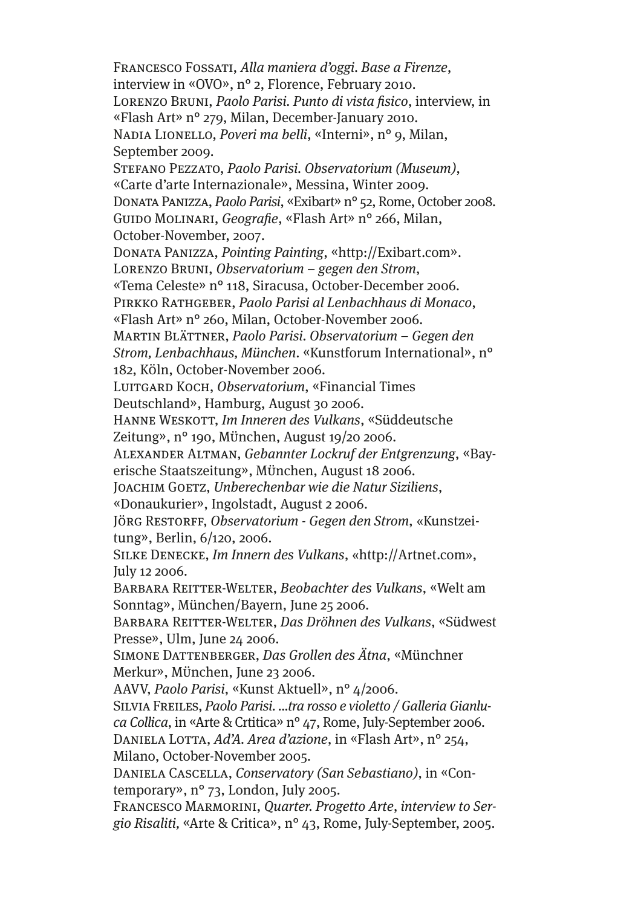Francesco Fossati, *Alla maniera d'oggi. Base a Firenze*, interview in «OVO», n° 2, Florence, February 2010.

Lorenzo Bruni, *Paolo Parisi. Punto di vista fisico*, interview, in «Flash Art» n° 279, Milan, December-January 2010.

Nadia Lionello, *Poveri ma belli*, «Interni», n° 9, Milan, September 2009.

Stefano Pezzato, *Paolo Parisi. Observatorium (Museum)*, «Carte d'arte Internazionale», Messina, Winter 2009.

Donata Panizza, *Paolo Parisi*, «Exibart» n° 52, Rome, October 2008.

Guido Molinari, *Geografie*, «Flash Art» n° 266, Milan, October-November, 2007.

Donata Panizza, *Pointing Painting*, «http://Exibart.com».

Lorenzo Bruni, *Observatorium – gegen den Strom*, «Tema Celeste» n° 118, Siracusa, October-December 2006.

Pirkko Rathgeber, *Paolo Parisi al Lenbachhaus di Monaco*, «Flash Art» n° 260, Milan, October-November 2006.

Martin Blättner, *Paolo Parisi. Observatorium – Gegen den Strom, Lenbachhaus, München*. «Kunstforum International», n° 182, Köln, October-November 2006.

Luitgard Koch, *Observatorium*, «Financial Times Deutschland», Hamburg, August 30 2006.

Hanne Weskott, *Im Inneren des Vulkans*, «Süddeutsche Zeitung», n° 190, München, August 19/20 2006.

Alexander Altman, *Gebannter Lockruf der Entgrenzung*, «Bayerische Staatszeitung», München, August 18 2006.

Joachim Goetz, *Unberechenbar wie die Natur Siziliens*, «Donaukurier», Ingolstadt, August 2 2006.

Jörg Restorff, *Observatorium - Gegen den Strom*, «Kunstzeitung», Berlin, 6/120, 2006.

Silke Denecke, *Im Innern des Vulkans*, «http://Artnet.com», July 12 2006.

Barbara Reitter-Welter, *Beobachter des Vulkans*, «Welt am Sonntag», München/Bayern, June 25 2006.

Barbara Reitter-Welter, *Das Dröhnen des Vulkans*, «Südwest Presse», Ulm, June 24 2006.

Simone Dattenberger, *Das Grollen des Ätna*, «Münchner Merkur», München, June 23 2006.

AAVV, *Paolo Parisi*, «Kunst Aktuell», n° 4/2006.

Silvia Freiles, *Paolo Parisi. ...tra rosso e violetto / Galleria Gianluca Collica*, in «Arte & Crtitica» n° 47, Rome, July-September 2006.

Daniela Lotta, *Ad'A. Area d'azione*, in «Flash Art», n° 254, Milano, October-November 2005.

Daniela Cascella, *Conservatory (San Sebastiano)*, in «Contemporary», n° 73, London, July 2005.

Francesco Marmorini, *Quarter. Progetto Arte, interview to Sergio Risaliti,* «Arte & Critica», n° 43, Rome, July-September, 2005.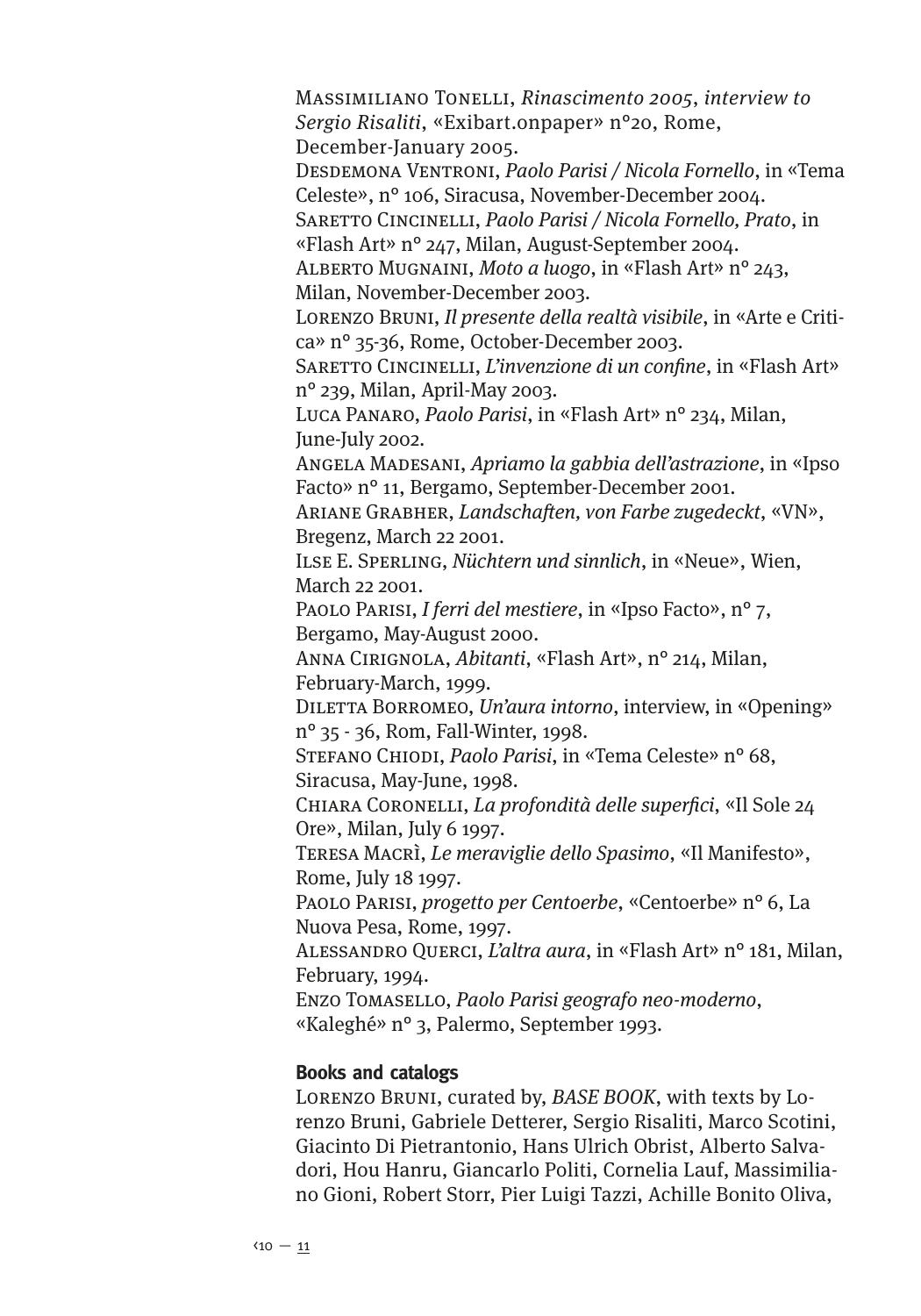Massimiliano Tonelli, *Rinascimento 2005*, *interview to Sergio Risaliti*, «Exibart.onpaper» n°20, Rome, December-January 2005.
Desdemona Ventroni, *Paolo Parisi / Nicola Fornello*, in «Tema Celeste», n° 106, Siracusa, November-December 2004.
Saretto Cincinelli, *Paolo Parisi / Nicola Fornello, Prato*, in «Flash Art» n° 247, Milan, August-September 2004.
Alberto Mugnaini, *Moto a luogo*, in «Flash Art» n° 243, Milan, November-December 2003.
Lorenzo Bruni, *Il presente della realtà visibile*, in «Arte e Critica» n° 35-36, Rome, October-December 2003.
Saretto Cincinelli, *L'invenzione di un confine*, in «Flash Art» n° 239, Milan, April-May 2003.
Luca Panaro, *Paolo Parisi*, in «Flash Art» n° 234, Milan, June-July 2002.
Angela Madesani, *Apriamo la gabbia dell'astrazione*, in «Ipso Facto» n° 11, Bergamo, September-December 2001.
Ariane Grabher, *Landschaften, von Farbe zugedeckt*, «VN», Bregenz, March 22 2001.
Ilse E. Sperling, *Nüchtern und sinnlich*, in «Neue», Wien, March 22 2001.
Paolo Parisi, *I ferri del mestiere*, in «Ipso Facto», n° 7, Bergamo, May-August 2000.
Anna Cirignola, *Abitanti*, «Flash Art», n° 214, Milan, February-March, 1999.
Diletta Borromeo, *Un'aura intorno*, interview, in «Opening» n° 35 - 36, Rom, Fall-Winter, 1998.
Stefano Chiodi, *Paolo Parisi*, in «Tema Celeste» n° 68, Siracusa, May-June, 1998.
Chiara Coronelli, *La profondità delle superfici*, «Il Sole 24 Ore», Milan, July 6 1997.
Teresa Macrì, *Le meraviglie dello Spasimo*, «Il Manifesto», Rome, July 18 1997.
Paolo Parisi, *progetto per Centoerbe*, «Centoerbe» n° 6, La Nuova Pesa, Rome, 1997.
Alessandro Querci, *L'altra aura*, in «Flash Art» n° 181, Milan, February, 1994.
Enzo Tomasello, *Paolo Parisi geografo neo-moderno*, «Kaleghé» n° 3, Palermo, September 1993.

**Books and catalogs**

Lorenzo Bruni, curated by, *BASE BOOK*, with texts by Lorenzo Bruni, Gabriele Detterer, Sergio Risaliti, Marco Scotini, Giacinto Di Pietrantonio, Hans Ulrich Obrist, Alberto Salvadori, Hou Hanru, Giancarlo Politi, Cornelia Lauf, Massimiliano Gioni, Robert Storr, Pier Luigi Tazzi, Achille Bonito Oliva,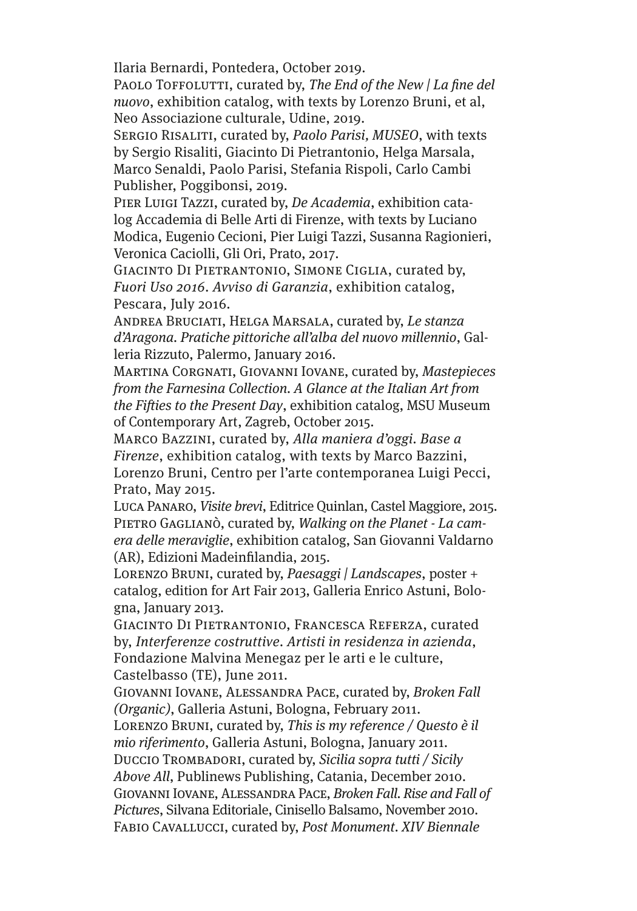Ilaria Bernardi, Pontedera, October 2019.

Paolo Toffolutti, curated by, *The End of the New | La fine del nuovo*, exhibition catalog, with texts by Lorenzo Bruni, et al, Neo Associazione culturale, Udine, 2019.

Sergio Risaliti, curated by, *Paolo Parisi, MUSEO*, with texts by Sergio Risaliti, Giacinto Di Pietrantonio, Helga Marsala, Marco Senaldi, Paolo Parisi, Stefania Rispoli, Carlo Cambi Publisher, Poggibonsi, 2019.

Pier Luigi Tazzi, curated by, *De Academia*, exhibition catalog Accademia di Belle Arti di Firenze, with texts by Luciano Modica, Eugenio Cecioni, Pier Luigi Tazzi, Susanna Ragionieri, Veronica Caciolli, Gli Ori, Prato, 2017.

Giacinto Di Pietrantonio, Simone Ciglia, curated by, *Fuori Uso 2016. Avviso di Garanzia*, exhibition catalog, Pescara, July 2016.

Andrea Bruciati, Helga Marsala, curated by, *Le stanza d'Aragona. Pratiche pittoriche all'alba del nuovo millennio*, Galleria Rizzuto, Palermo, January 2016.

Martina Corgnati, Giovanni Iovane, curated by, *Mastepieces from the Farnesina Collection. A Glance at the Italian Art from the Fifties to the Present Day*, exhibition catalog, MSU Museum of Contemporary Art, Zagreb, October 2015.

Marco Bazzini, curated by, *Alla maniera d'oggi. Base a Firenze*, exhibition catalog, with texts by Marco Bazzini, Lorenzo Bruni, Centro per l'arte contemporanea Luigi Pecci, Prato, May 2015.

Luca Panaro, *Visite brevi*, Editrice Quinlan, Castel Maggiore, 2015.

Pietro Gaglianò, curated by, *Walking on the Planet - La camera delle meraviglie*, exhibition catalog, San Giovanni Valdarno (AR), Edizioni Madeinfilandia, 2015.

Lorenzo Bruni, curated by, *Paesaggi | Landscapes*, poster + catalog, edition for Art Fair 2013, Galleria Enrico Astuni, Bologna, January 2013.

Giacinto Di Pietrantonio, Francesca Referza, curated by, *Interferenze costruttive. Artisti in residenza in azienda*, Fondazione Malvina Menegaz per le arti e le culture, Castelbasso (TE), June 2011.

Giovanni Iovane, Alessandra Pace, curated by, *Broken Fall (Organic)*, Galleria Astuni, Bologna, February 2011.

Lorenzo Bruni, curated by, *This is my reference / Questo è il mio riferimento*, Galleria Astuni, Bologna, January 2011.

Duccio Trombadori, curated by, *Sicilia sopra tutti / Sicily Above All*, Publinews Publishing, Catania, December 2010.

Giovanni Iovane, Alessandra Pace, *Broken Fall. Rise and Fall of Pictures*, Silvana Editoriale, Cinisello Balsamo, November 2010.

Fabio Cavallucci, curated by, *Post Monument. XIV Biennale*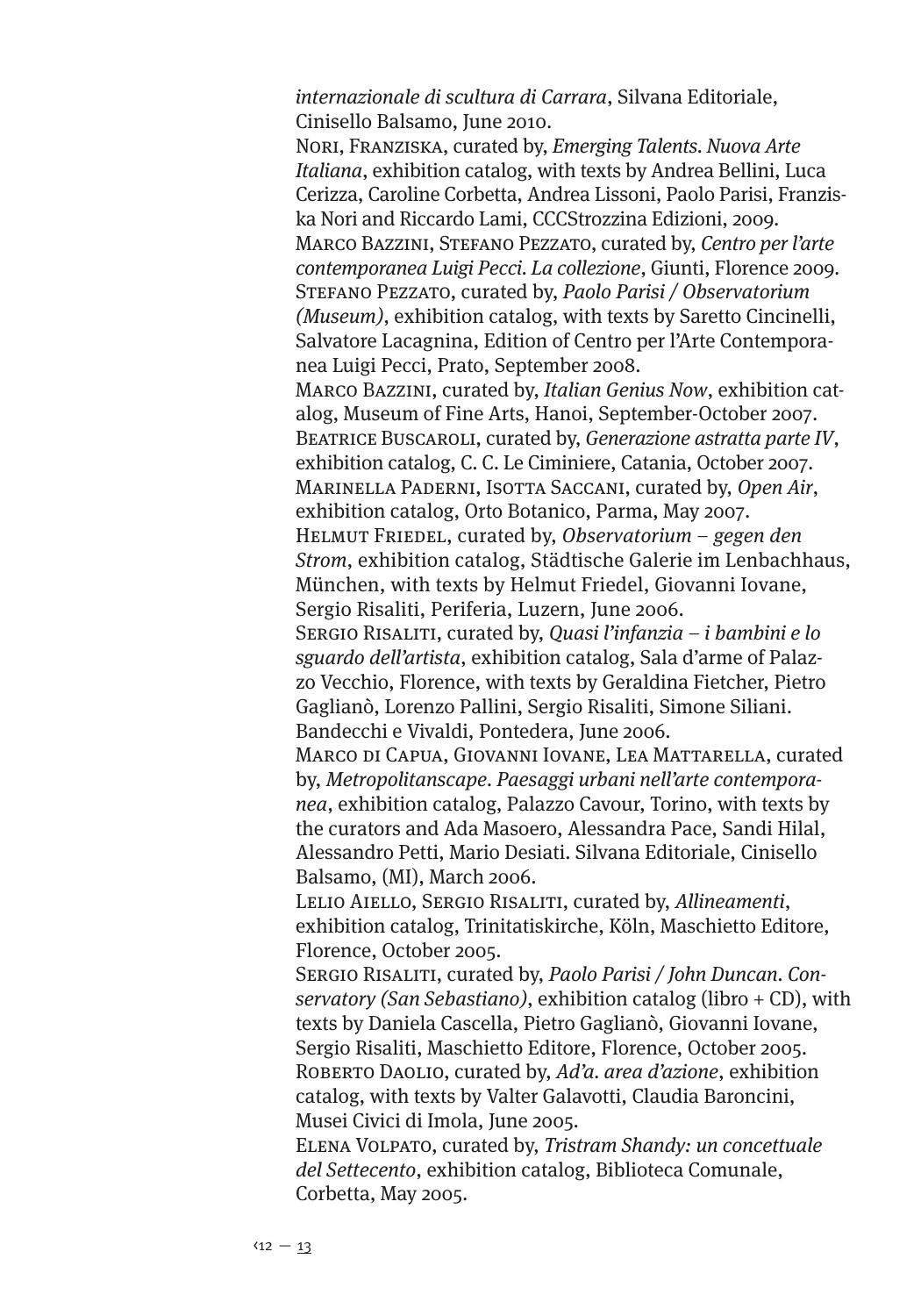*internazionale di scultura di Carrara*, Silvana Editoriale, Cinisello Balsamo, June 2010.

Nori, Franziska, curated by, *Emerging Talents. Nuova Arte Italiana*, exhibition catalog, with texts by Andrea Bellini, Luca Cerizza, Caroline Corbetta, Andrea Lissoni, Paolo Parisi, Franziska Nori and Riccardo Lami, CCCStrozzina Edizioni, 2009.

Marco Bazzini, Stefano Pezzato, curated by, *Centro per l'arte contemporanea Luigi Pecci. La collezione*, Giunti, Florence 2009.

Stefano Pezzato, curated by, *Paolo Parisi / Observatorium (Museum)*, exhibition catalog, with texts by Saretto Cincinelli, Salvatore Lacagnina, Edition of Centro per l'Arte Contemporanea Luigi Pecci, Prato, September 2008.

Marco Bazzini, curated by, *Italian Genius Now*, exhibition catalog, Museum of Fine Arts, Hanoi, September-October 2007.

Beatrice Buscaroli, curated by, *Generazione astratta parte IV*, exhibition catalog, C. C. Le Ciminiere, Catania, October 2007.

Marinella Paderni, Isotta Saccani, curated by, *Open Air*, exhibition catalog, Orto Botanico, Parma, May 2007.

Helmut Friedel, curated by, *Observatorium – gegen den Strom*, exhibition catalog, Städtische Galerie im Lenbachhaus, München, with texts by Helmut Friedel, Giovanni Iovane, Sergio Risaliti, Periferia, Luzern, June 2006.

Sergio Risaliti, curated by, *Quasi l'infanzia – i bambini e lo sguardo dell'artista*, exhibition catalog, Sala d'arme of Palazzo Vecchio, Florence, with texts by Geraldina Fietcher, Pietro Gaglianò, Lorenzo Pallini, Sergio Risaliti, Simone Siliani. Bandecchi e Vivaldi, Pontedera, June 2006.

Marco di Capua, Giovanni Iovane, Lea Mattarella, curated by, *Metropolitanscape. Paesaggi urbani nell'arte contemporanea*, exhibition catalog, Palazzo Cavour, Torino, with texts by the curators and Ada Masoero, Alessandra Pace, Sandi Hilal, Alessandro Petti, Mario Desiati. Silvana Editoriale, Cinisello Balsamo, (MI), March 2006.

Lelio Aiello, Sergio Risaliti, curated by, *Allineamenti*, exhibition catalog, Trinitatiskirche, Köln, Maschietto Editore, Florence, October 2005.

Sergio Risaliti, curated by, *Paolo Parisi / John Duncan. Conservatory (San Sebastiano)*, exhibition catalog (libro + CD), with texts by Daniela Cascella, Pietro Gaglianò, Giovanni Iovane, Sergio Risaliti, Maschietto Editore, Florence, October 2005.

Roberto Daolio, curated by, *Ad'a. area d'azione*, exhibition catalog, with texts by Valter Galavotti, Claudia Baroncini, Musei Civici di Imola, June 2005.

Elena Volpato, curated by, *Tristram Shandy: un concettuale del Settecento*, exhibition catalog, Biblioteca Comunale, Corbetta, May 2005.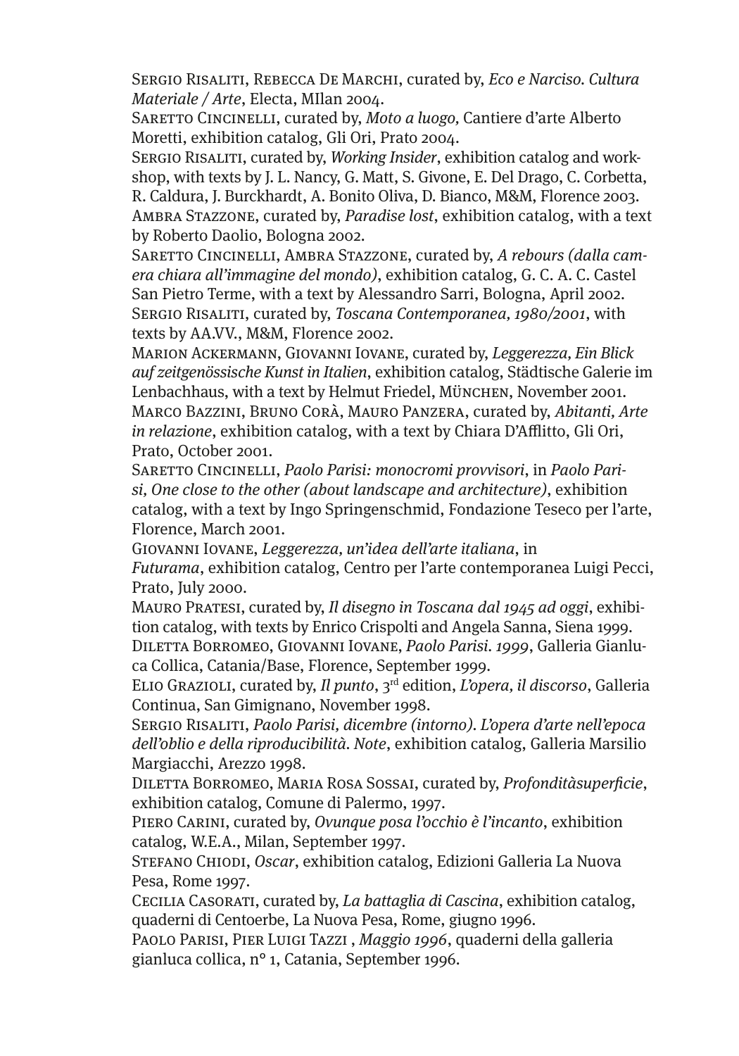Sergio Risaliti, Rebecca De Marchi, curated by, *Eco e Narciso. Cultura Materiale / Arte*, Electa, MIlan 2004.
Saretto Cincinelli, curated by, *Moto a luogo,* Cantiere d'arte Alberto Moretti, exhibition catalog, Gli Ori, Prato 2004.
Sergio Risaliti, curated by, *Working Insider*, exhibition catalog and workshop, with texts by J. L. Nancy, G. Matt, S. Givone, E. Del Drago, C. Corbetta, R. Caldura, J. Burckhardt, A. Bonito Oliva, D. Bianco, M&M, Florence 2003.
Ambra Stazzone, curated by, *Paradise lost*, exhibition catalog, with a text by Roberto Daolio, Bologna 2002.
Saretto Cincinelli, Ambra Stazzone, curated by, *A rebours (dalla camera chiara all'immagine del mondo)*, exhibition catalog, G. C. A. C. Castel San Pietro Terme, with a text by Alessandro Sarri, Bologna, April 2002.
Sergio Risaliti, curated by, *Toscana Contemporanea, 1980/2001*, with texts by AA.VV., M&M, Florence 2002.
Marion Ackermann, Giovanni Iovane, curated by, *Leggerezza, Ein Blick auf zeitgenössische Kunst in Italien*, exhibition catalog, Städtische Galerie im Lenbachhaus, with a text by Helmut Friedel, München, November 2001.
Marco Bazzini, Bruno Corà, Mauro Panzera, curated by, *Abitanti, Arte in relazione*, exhibition catalog, with a text by Chiara D'Afflitto, Gli Ori, Prato, October 2001.
Saretto Cincinelli, *Paolo Parisi: monocromi provvisori*, in *Paolo Parisi, One close to the other (about landscape and architecture)*, exhibition catalog, with a text by Ingo Springenschmid, Fondazione Teseco per l'arte, Florence, March 2001.
Giovanni Iovane, *Leggerezza, un'idea dell'arte italiana*, in *Futurama*, exhibition catalog, Centro per l'arte contemporanea Luigi Pecci, Prato, July 2000.
Mauro Pratesi, curated by, *Il disegno in Toscana dal 1945 ad oggi*, exhibition catalog, with texts by Enrico Crispolti and Angela Sanna, Siena 1999.
Diletta Borromeo, Giovanni Iovane, *Paolo Parisi. 1999*, Galleria Gianluca Collica, Catania/Base, Florence, September 1999.
Elio Grazioli, curated by, *Il punto*, 3rd edition, *L'opera, il discorso*, Galleria Continua, San Gimignano, November 1998.
Sergio Risaliti, *Paolo Parisi, dicembre (intorno). L'opera d'arte nell'epoca dell'oblio e della riproducibilità. Note*, exhibition catalog, Galleria Marsilio Margiacchi, Arezzo 1998.
Diletta Borromeo, Maria Rosa Sossai, curated by, *Profonditàsuperficie*, exhibition catalog, Comune di Palermo, 1997.
Piero Carini, curated by, *Ovunque posa l'occhio è l'incanto*, exhibition catalog, W.E.A., Milan, September 1997.
Stefano Chiodi, *Oscar*, exhibition catalog, Edizioni Galleria La Nuova Pesa, Rome 1997.
Cecilia Casorati, curated by, *La battaglia di Cascina*, exhibition catalog, quaderni di Centoerbe, La Nuova Pesa, Rome, giugno 1996.
Paolo Parisi, Pier Luigi Tazzi , *Maggio 1996*, quaderni della galleria gianluca collica, n° 1, Catania, September 1996.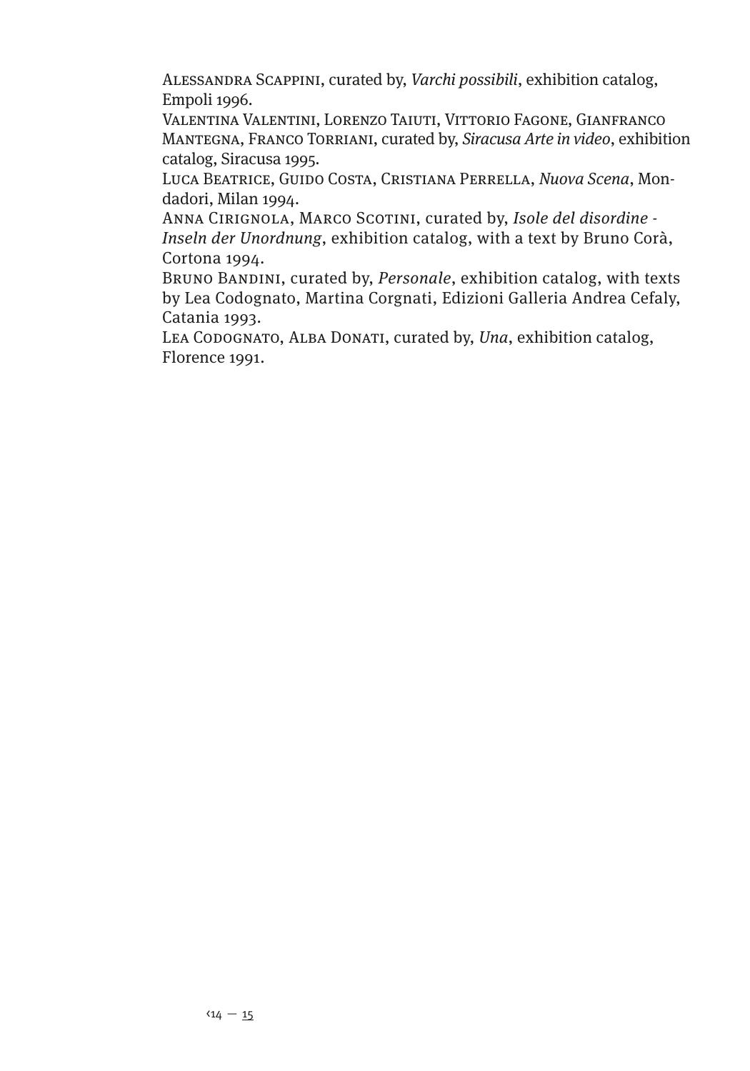Alessandra Scappini, curated by, *Varchi possibili*, exhibition catalog, Empoli 1996.

Valentina Valentini, Lorenzo Taiuti, Vittorio Fagone, Gianfranco Mantegna, Franco Torriani, curated by, *Siracusa Arte in video*, exhibition catalog, Siracusa 1995.

Luca Beatrice, Guido Costa, Cristiana Perrella, *Nuova Scena*, Mondadori, Milan 1994.

Anna Cirignola, Marco Scotini, curated by, *Isole del disordine - Inseln der Unordnung*, exhibition catalog, with a text by Bruno Corà, Cortona 1994.

Bruno Bandini, curated by, *Personale*, exhibition catalog, with texts by Lea Codognato, Martina Corgnati, Edizioni Galleria Andrea Cefaly, Catania 1993.

Lea Codognato, Alba Donati, curated by, *Una*, exhibition catalog, Florence 1991.